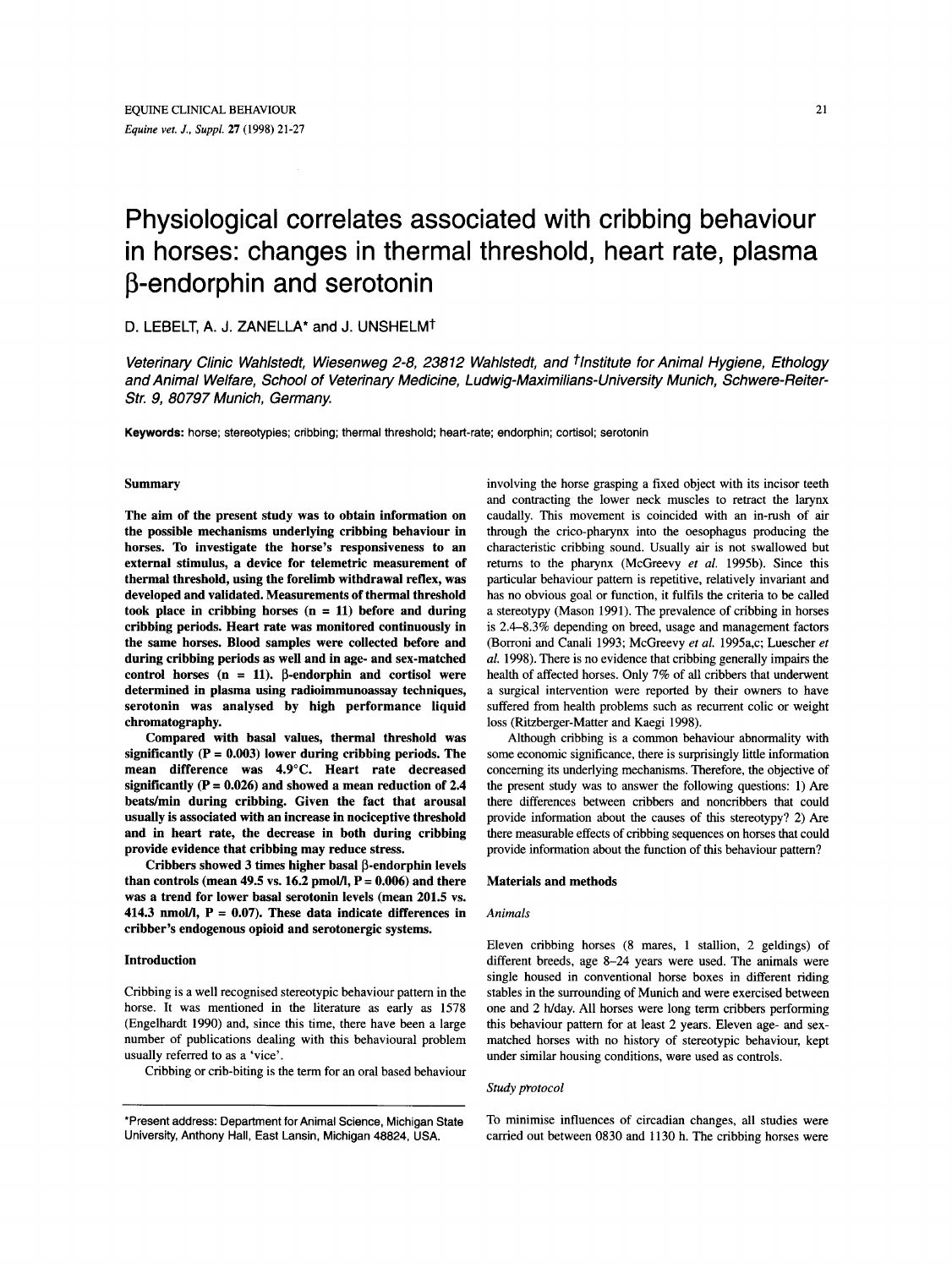EQUINE CLINICAL BEHAVIOUR

*Equine vet. J., Suppl.* **27** (1998) 21-27

# Physiological correlates associated with cribbing behaviour in horses: changes in thermal threshold, heart rate, plasma β-endorphin and serotonin

D. LEBELT, A. J. ZANELLA* and J. UNSHELM†

*Veterinary Clinic Wahlstedt, Wiesenweg 2-8, 23812 Wahlstedt, and †Institute for Animal Hygiene, Ethology and Animal Welfare, School of Veterinary Medicine, Ludwig-Maximilians-University Munich, Schwere-Reiter-Str. 9, 80797 Munich, Germany.*

**Keywords:** horse; stereotypies; cribbing; thermal threshold; heart-rate; endorphin; cortisol; serotonin

## Summary

**The aim of the present study was to obtain information on the possible mechanisms underlying cribbing behaviour in horses. To investigate the horse's responsiveness to an external stimulus, a device for telemetric measurement of thermal threshold, using the forelimb withdrawal reflex, was developed and validated. Measurements of thermal threshold took place in cribbing horses (n = 11) before and during cribbing periods. Heart rate was monitored continuously in the same horses. Blood samples were collected before and during cribbing periods as well and in age- and sex-matched control horses (n = 11). β-endorphin and cortisol were determined in plasma using radioimmunoassay techniques, serotonin was analysed by high performance liquid chromatography.**

**Compared with basal values, thermal threshold was significantly (P = 0.003) lower during cribbing periods. The mean difference was 4.9°C. Heart rate decreased significantly (P = 0.026) and showed a mean reduction of 2.4 beats/min during cribbing. Given the fact that arousal usually is associated with an increase in nociceptive threshold and in heart rate, the decrease in both during cribbing provide evidence that cribbing may reduce stress.**

**Cribbers showed 3 times higher basal β-endorphin levels than controls (mean 49.5 vs. 16.2 pmol/l, P = 0.006) and there was a trend for lower basal serotonin levels (mean 201.5 vs. 414.3 nmol/l, P = 0.07). These data indicate differences in cribber's endogenous opioid and serotonergic systems.**

## Introduction

Cribbing is a well recognised stereotypic behaviour pattern in the horse. It was mentioned in the literature as early as 1578 (Engelhardt 1990) and, since this time, there have been a large number of publications dealing with this behavioural problem usually referred to as a 'vice'.

Cribbing or crib-biting is the term for an oral based behaviour involving the horse grasping a fixed object with its incisor teeth and contracting the lower neck muscles to retract the larynx caudally. This movement is coincided with an in-rush of air through the crico-pharynx into the oesophagus producing the characteristic cribbing sound. Usually air is not swallowed but returns to the pharynx (McGreevy *et al.* 1995b). Since this particular behaviour pattern is repetitive, relatively invariant and has no obvious goal or function, it fulfils the criteria to be called a stereotypy (Mason 1991). The prevalence of cribbing in horses is 2.4–8.3% depending on breed, usage and management factors (Borroni and Canali 1993; McGreevy *et al.* 1995a,c; Luescher *et al.* 1998). There is no evidence that cribbing generally impairs the health of affected horses. Only 7% of all cribbers that underwent a surgical intervention were reported by their owners to have suffered from health problems such as recurrent colic or weight loss (Ritzberger-Matter and Kaegi 1998).

Although cribbing is a common behaviour abnormality with some economic significance, there is surprisingly little information concerning its underlying mechanisms. Therefore, the objective of the present study was to answer the following questions: 1) Are there differences between cribbers and noncribbers that could provide information about the causes of this stereotypy? 2) Are there measurable effects of cribbing sequences on horses that could provide information about the function of this behaviour pattern?

## Materials and methods

### *Animals*

Eleven cribbing horses (8 mares, 1 stallion, 2 geldings) of different breeds, age 8–24 years were used. The animals were single housed in conventional horse boxes in different riding stables in the surrounding of Munich and were exercised between one and 2 h/day. All horses were long term cribbers performing this behaviour pattern for at least 2 years. Eleven age- and sex-matched horses with no history of stereotypic behaviour, kept under similar housing conditions, were used as controls.

### *Study protocol*

To minimise influences of circadian changes, all studies were carried out between 0830 and 1130 h. The cribbing horses were

*Present address: Department for Animal Science, Michigan State University, Anthony Hall, East Lansin, Michigan 48824, USA.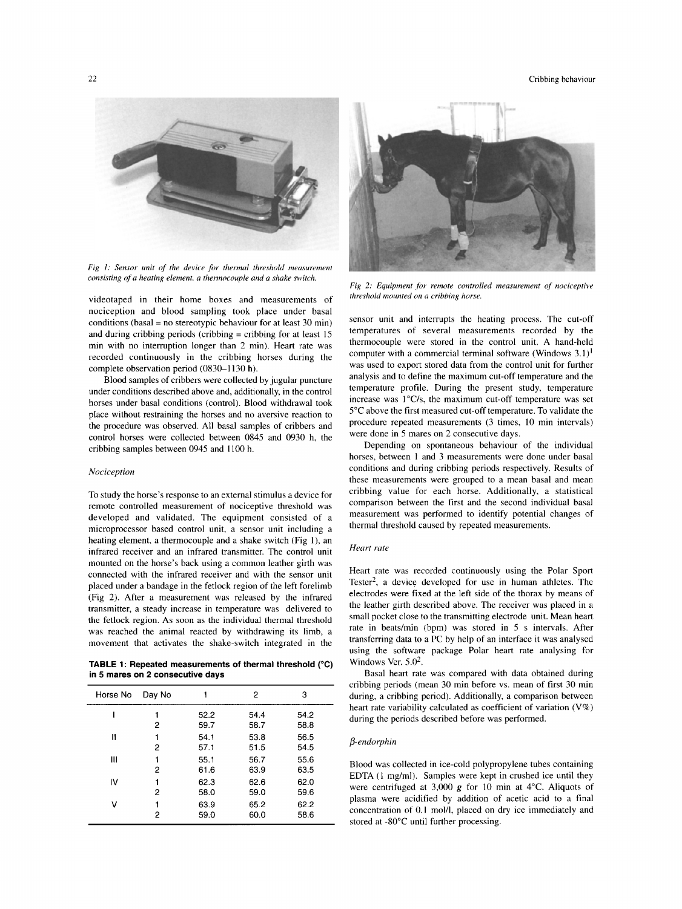Fig 1: Sensor unit of the device for thermal threshold measurement consisting of a heating element, a thermocouple and a shake switch.

Fig 2: Equipment for remote controlled measurement of nociceptive threshold mounted on a cribbing horse.

videotaped in their home boxes and measurements of nociception and blood sampling took place under basal conditions (basal = no stereotypic behaviour for at least 30 min) and during cribbing periods (cribbing = cribbing for at least 15 min with no interruption longer than 2 min). Heart rate was recorded continuously in the cribbing horses during the complete observation period (0830–1130 h).

Blood samples of cribbers were collected by jugular puncture under conditions described above and, additionally, in the control horses under basal conditions (control). Blood withdrawal took place without restraining the horses and no aversive reaction to the procedure was observed. All basal samples of cribbers and control horses were collected between 0845 and 0930 h, the cribbing samples between 0945 and 1100 h.

### *Nociception*

To study the horse's response to an external stimulus a device for remote controlled measurement of nociceptive threshold was developed and validated. The equipment consisted of a microprocessor based control unit, a sensor unit including a heating element, a thermocouple and a shake switch (Fig 1), an infrared receiver and an infrared transmitter. The control unit mounted on the horse's back using a common leather girth was connected with the infrared receiver and with the sensor unit placed under a bandage in the fetlock region of the left forelimb (Fig 2). After a measurement was released by the infrared transmitter, a steady increase in temperature was delivered to the fetlock region. As soon as the individual thermal threshold was reached the animal reacted by withdrawing its limb, a movement that activates the shake-switch integrated in the sensor unit and interrupts the heating process. The cut-off temperatures of several measurements recorded by the thermocouple were stored in the control unit. A hand-held computer with a commercial terminal software (Windows 3.1)[1] was used to export stored data from the control unit for further analysis and to define the maximum cut-off temperature and the temperature profile. During the present study, temperature increase was 1°C/s, the maximum cut-off temperature was set 5°C above the first measured cut-off temperature. To validate the procedure repeated measurements (3 times, 10 min intervals) were done in 5 mares on 2 consecutive days.

**TABLE 1: Repeated measurements of thermal threshold (°C) in 5 mares on 2 consecutive days**

| Horse No | Day No | 1 | 2 | 3 |
|---|---|---|---|---|
| I | 1 | 52.2 | 54.4 | 54.2 |
| | 2 | 59.7 | 58.7 | 58.8 |
| II | 1 | 54.1 | 53.8 | 56.5 |
| | 2 | 57.1 | 51.5 | 54.5 |
| III | 1 | 55.1 | 56.7 | 55.6 |
| | 2 | 61.6 | 63.9 | 63.5 |
| IV | 1 | 62.3 | 62.6 | 62.0 |
| | 2 | 58.0 | 59.0 | 59.6 |
| V | 1 | 63.9 | 65.2 | 62.2 |
| | 2 | 59.0 | 60.0 | 58.6 |

Depending on spontaneous behaviour of the individual horses, between 1 and 3 measurements were done under basal conditions and during cribbing periods respectively. Results of these measurements were grouped to a mean basal and mean cribbing value for each horse. Additionally, a statistical comparison between the first and the second individual basal measurement was performed to identify potential changes of thermal threshold caused by repeated measurements.

### *Heart rate*

Heart rate was recorded continuously using the Polar Sport Tester[2], a device developed for use in human athletes. The electrodes were fixed at the left side of the thorax by means of the leather girth described above. The receiver was placed in a small pocket close to the transmitting electrode unit. Mean heart rate in beats/min (bpm) was stored in 5 s intervals. After transferring data to a PC by help of an interface it was analysed using the software package Polar heart rate analysing for Windows Ver. 5.0[2].

Basal heart rate was compared with data obtained during cribbing periods (mean 30 min before vs. mean of first 30 min during, a cribbing period). Additionally, a comparison between heart rate variability calculated as coefficient of variation (V%) during the periods described before was performed.

### *β-endorphin*

Blood was collected in ice-cold polypropylene tubes containing EDTA (1 mg/ml). Samples were kept in crushed ice until they were centrifuged at 3,000 *g* for 10 min at 4°C. Aliquots of plasma were acidified by addition of acetic acid to a final concentration of 0.1 mol/l, placed on dry ice immediately and stored at -80°C until further processing.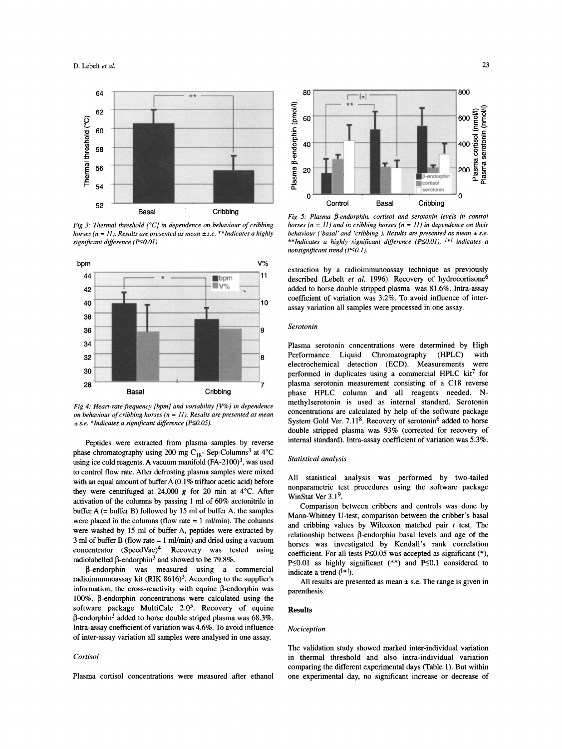Fig 3: Thermal threshold [°C] in dependence on behaviour of cribbing horses (n = 11). Results are presented as mean ± s.e. **Indicates a highly significant difference (P≤0.01).

Fig 4: Heart-rate frequency [bpm] and variability [V%] in dependence on behaviour of cribbing horses (n = 11). Results are presented as mean ± s.e. *Indicates a significant difference (P≤0.05).

Peptides were extracted from plasma samples by reverse phase chromatography using 200 mg $C_{18}$- Sep-Columns[3] at 4°C using ice cold reagents. A vacuum manifold (FA-2100)[3], was used to control flow rate. After defrosting plasma samples were mixed with an equal amount of buffer A (0.1% trifluor acetic acid) before they were centrifuged at 24,000 *g* for 20 min at 4°C. After activation of the columns by passing 1 ml of 60% acetonitrile in buffer A (= buffer B) followed by 15 ml of buffer A, the samples were placed in the columns (flow rate = 1 ml/min). The columns were washed by 15 ml of buffer A, peptides were extracted by 3 ml of buffer B (flow rate = 1 ml/min) and dried using a vacuum concentrator (SpeedVac)[4]. Recovery was tested using radiolabelled β-endorphin[3] and showed to be 79.8%.

β-endorphin was measured using a commercial radioimmunoassay kit (RIK 8616)[3]. According to the supplier's information, the cross-reactivity with equine β-endorphin was 100%. β-endorphin concentrations were calculated using the software package MultiCalc 2.0[5]. Recovery of equine β-endorphin[3] added to horse double striped plasma was 68.3%. Intra-assay coefficient of variation was 4.6%. To avoid influence of inter-assay variation all samples were analysed in one assay.

### *Cortisol*

Plasma cortisol concentrations were measured after ethanol extraction by a radioimmunoassay technique as previously described (Lebelt *et al.* 1996). Recovery of hydrocortisone[6] added to horse double stripped plasma was 81.6%. Intra-assay coefficient of variation was 3.2%. To avoid influence of inter-assay variation all samples were processed in one assay.

Fig 5: Plasma β-endorphin, cortisol and serotonin levels in control horses (n = 11) and in cribbing horses (n = 11) in dependence on their behaviour ('basal' and 'cribbing'). Results are presented as mean ± s.e. **Indicates a highly significant difference (P≤0.01), [*] indicates a nonsignificant trend (P≤0.1).

### *Serotonin*

Plasma serotonin concentrations were determined by High Performance Liquid Chromatography (HPLC) with electrochemical detection (ECD). Measurements were performed in duplicates using a commercial HPLC kit[7] for plasma serotonin measurement consisting of a C18 reverse phase HPLC column and all reagents needed. N-methylserotonin is used as internal standard. Serotonin concentrations are calculated by help of the software package System Gold Ver. 7.11[8]. Recovery of serotonin[6] added to horse double stripped plasma was 93% (corrected for recovery of internal standard). Intra-assay coefficient of variation was 5.3%.

### *Statistical analysis*

All statistical analysis was performed by two-tailed nonparametric test procedures using the software package WinStat Ver 3.1[9].

Comparison between cribbers and controls was done by Mann-Whitney U-test, comparison between the cribber's basal and cribbing values by Wilcoxon matched pair *t* test. The relationship between β-endorphin basal levels and age of the horses was investigated by Kendall's rank correlation coefficient. For all tests P≤0.05 was accepted as significant (*), P≤0.01 as highly significant (**) and P≤0.1 considered to indicate a trend ([*]).

All results are presented as mean ± s.e. The range is given in parenthesis.

## Results

### *Nociception*

The validation study showed marked inter-individual variation in thermal threshold and also intra-individual variation comparing the different experimental days (Table 1). But within one experimental day, no significant increase or decrease of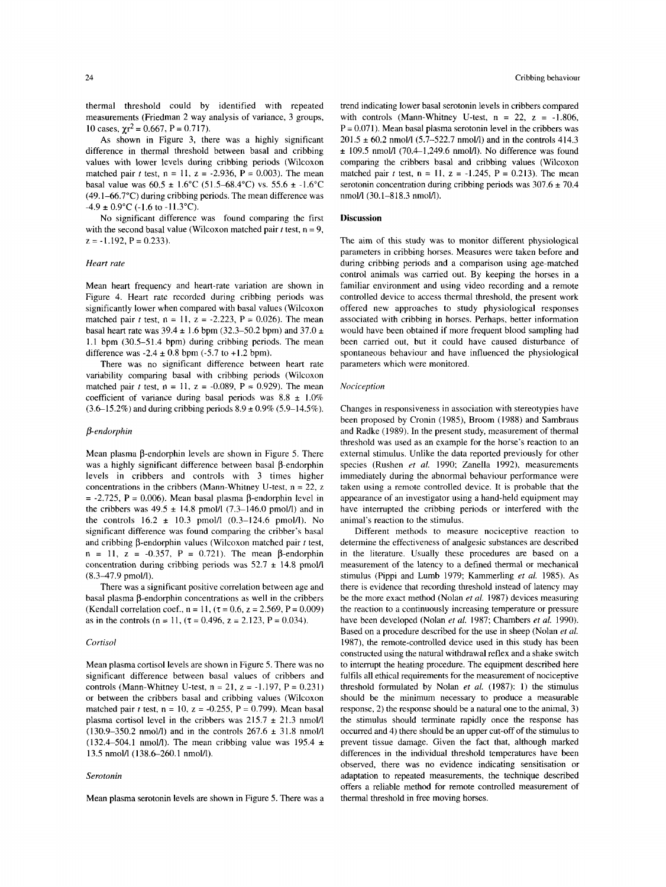thermal threshold could by identified with repeated measurements (Friedman 2 way analysis of variance, 3 groups, 10 cases, $\chi r^2 = 0.667$, $P = 0.717$).

As shown in Figure 3, there was a highly significant difference in thermal threshold between basal and cribbing values with lower levels during cribbing periods (Wilcoxon matched pair $t$ test, n = 11, z = -2.936, P = 0.003). The mean basal value was 60.5 ± 1.6°C (51.5–68.4°C) vs. 55.6 ± -1.6°C (49.1–66.7°C) during cribbing periods. The mean difference was -4.9 ± 0.9°C (-1.6 to -11.3°C).

No significant difference was found comparing the first with the second basal value (Wilcoxon matched pair $t$ test, n = 9, z = -1.192, P = 0.233).

### *Heart rate*

Mean heart frequency and heart-rate variation are shown in Figure 4. Heart rate recorded during cribbing periods was significantly lower when compared with basal values (Wilcoxon matched pair $t$ test, n = 11, z = -2.223, P = 0.026). The mean basal heart rate was 39.4 ± 1.6 bpm (32.3–50.2 bpm) and 37.0 ± 1.1 bpm (30.5–51.4 bpm) during cribbing periods. The mean difference was -2.4 ± 0.8 bpm (-5.7 to +1.2 bpm).

There was no significant difference between heart rate variability comparing basal with cribbing periods (Wilcoxon matched pair $t$ test, n = 11, z = -0.089, P = 0.929). The mean coefficient of variance during basal periods was 8.8 ± 1.0% (3.6–15.2%) and during cribbing periods 8.9 ± 0.9% (5.9–14.5%).

### *β-endorphin*

Mean plasma β-endorphin levels are shown in Figure 5. There was a highly significant difference between basal β-endorphin levels in cribbers and controls with 3 times higher concentrations in the cribbers (Mann-Whitney U-test, n = 22, z = -2.725, P = 0.006). Mean basal plasma β-endorphin level in the cribbers was 49.5 ± 14.8 pmol/l (7.3–146.0 pmol/l) and in the controls 16.2 ± 10.3 pmol/l (0.3–124.6 pmol/l). No significant difference was found comparing the cribber's basal and cribbing β-endorphin values (Wilcoxon matched pair $t$ test, n = 11, z = -0.357, P = 0.721). The mean β-endorphin concentration during cribbing periods was 52.7 ± 14.8 pmol/l (8.3–47.9 pmol/l).

There was a significant positive correlation between age and basal plasma β-endorphin concentrations as well in the cribbers (Kendall correlation coef., n = 11, ($\tau = 0.6$, z = 2.569, P = 0.009) as in the controls (n = 11, ($\tau = 0.496$, z = 2.123, P = 0.034).

### *Cortisol*

Mean plasma cortisol levels are shown in Figure 5. There was no significant difference between basal values of cribbers and controls (Mann-Whitney U-test, n = 21, z = -1.197, P = 0.231) or between the cribbers basal and cribbing values (Wilcoxon matched pair $t$ test, n = 10, z = -0.255, P = 0.799). Mean basal plasma cortisol level in the cribbers was 215.7 ± 21.3 nmol/l (130.9–350.2 nmol/l) and in the controls 267.6 ± 31.8 nmol/l (132.4–504.1 nmol/l). The mean cribbing value was 195.4 ± 13.5 nmol/l (138.6–260.1 nmol/l).

### *Serotonin*

Mean plasma serotonin levels are shown in Figure 5. There was a trend indicating lower basal serotonin levels in cribbers compared with controls (Mann-Whitney U-test, n = 22, z = -1.806, P = 0.071). Mean basal plasma serotonin level in the cribbers was 201.5 ± 60.2 nmol/l (5.7–522.7 nmol/l) and in the controls 414.3 ± 109.5 nmol/l (70.4–1,249.6 nmol/l). No difference was found comparing the cribbers basal and cribbing values (Wilcoxon matched pair $t$ test, n = 11, z = -1.245, P = 0.213). The mean serotonin concentration during cribbing periods was 307.6 ± 70.4 nmol/l (30.1–818.3 nmol/l).

## Discussion

The aim of this study was to monitor different physiological parameters in cribbing horses. Measures were taken before and during cribbing periods and a comparison using age-matched control animals was carried out. By keeping the horses in a familiar environment and using video recording and a remote controlled device to access thermal threshold, the present work offered new approaches to study physiological responses associated with cribbing in horses. Perhaps, better information would have been obtained if more frequent blood sampling had been carried out, but it could have caused disturbance of spontaneous behaviour and have influenced the physiological parameters which were monitored.

### *Nociception*

Changes in responsiveness in association with stereotypies have been proposed by Cronin (1985), Broom (1988) and Sambraus and Radke (1989). In the present study, measurement of thermal threshold was used as an example for the horse's reaction to an external stimulus. Unlike the data reported previously for other species (Rushen *et al.* 1990; Zanella 1992), measurements immediately during the abnormal behaviour performance were taken using a remote controlled device. It is probable that the appearance of an investigator using a hand-held equipment may have interrupted the cribbing periods or interfered with the animal's reaction to the stimulus.

Different methods to measure nociceptive reaction to determine the effectiveness of analgesic substances are described in the literature. Usually these procedures are based on a measurement of the latency to a defined thermal or mechanical stimulus (Pippi and Lumb 1979; Kammerling *et al.* 1985). As there is evidence that recording threshold instead of latency may be the more exact method (Nolan *et al.* 1987) devices measuring the reaction to a continuously increasing temperature or pressure have been developed (Nolan *et al.* 1987; Chambers *et al.* 1990). Based on a procedure described for the use in sheep (Nolan *et al.* 1987), the remote-controlled device used in this study has been constructed using the natural withdrawal reflex and a shake switch to interrupt the heating procedure. The equipment described here fulfils all ethical requirements for the measurement of nociceptive threshold formulated by Nolan *et al.* (1987): 1) the stimulus should be the minimum necessary to produce a measurable response, 2) the response should be a natural one to the animal, 3) the stimulus should terminate rapidly once the response has occurred and 4) there should be an upper cut-off of the stimulus to prevent tissue damage. Given the fact that, although marked differences in the individual threshold temperatures have been observed, there was no evidence indicating sensitisation or adaptation to repeated measurements, the technique described offers a reliable method for remote controlled measurement of thermal threshold in free moving horses.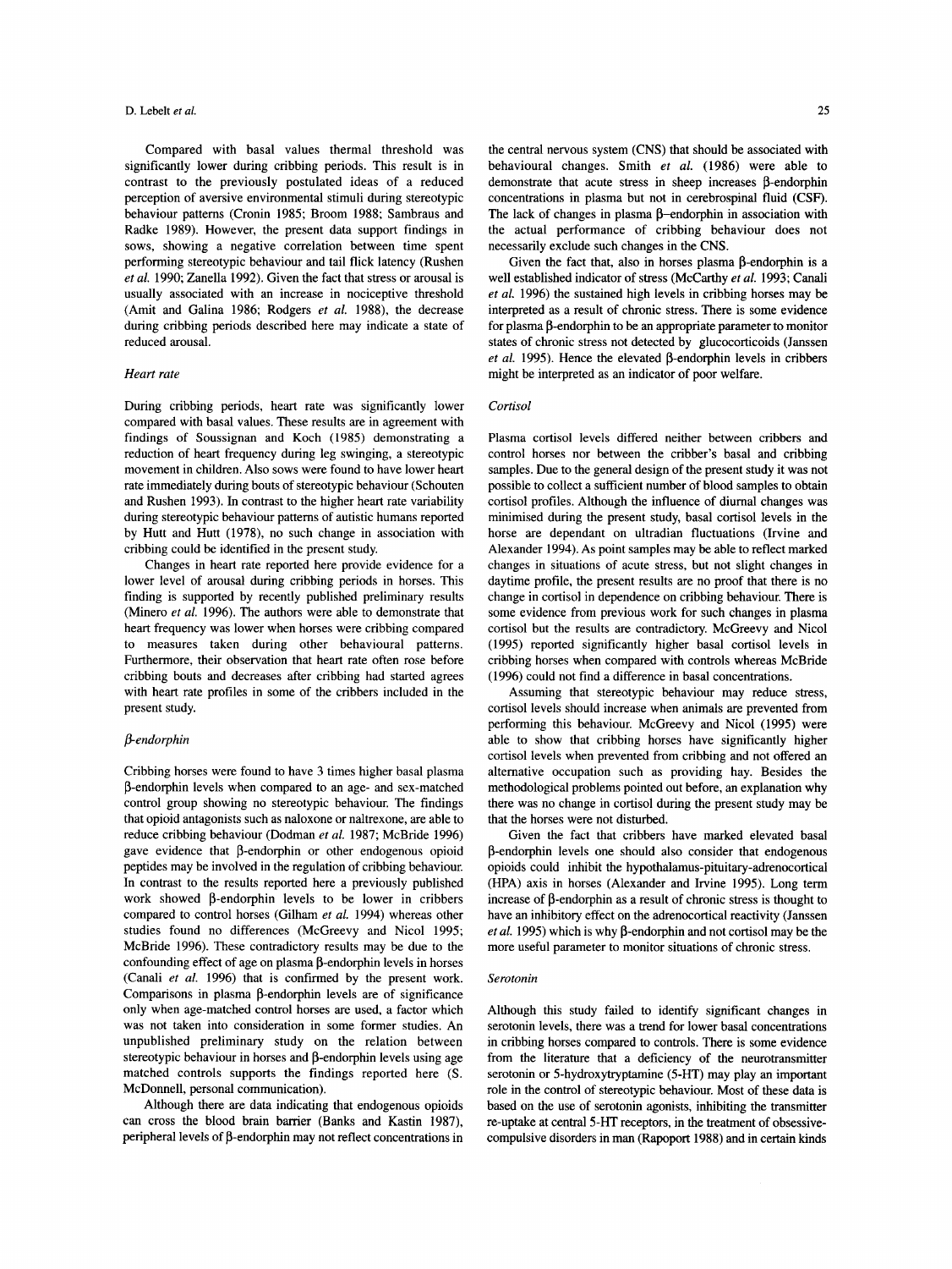Compared with basal values thermal threshold was significantly lower during cribbing periods. This result is in contrast to the previously postulated ideas of a reduced perception of aversive environmental stimuli during stereotypic behaviour patterns (Cronin 1985; Broom 1988; Sambraus and Radke 1989). However, the present data support findings in sows, showing a negative correlation between time spent performing stereotypic behaviour and tail flick latency (Rushen *et al.* 1990; Zanella 1992). Given the fact that stress or arousal is usually associated with an increase in nociceptive threshold (Amit and Galina 1986; Rodgers *et al.* 1988), the decrease during cribbing periods described here may indicate a state of reduced arousal.

### *Heart rate*

During cribbing periods, heart rate was significantly lower compared with basal values. These results are in agreement with findings of Soussignan and Koch (1985) demonstrating a reduction of heart frequency during leg swinging, a stereotypic movement in children. Also sows were found to have lower heart rate immediately during bouts of stereotypic behaviour (Schouten and Rushen 1993). In contrast to the higher heart rate variability during stereotypic behaviour patterns of autistic humans reported by Hutt and Hutt (1978), no such change in association with cribbing could be identified in the present study.

Changes in heart rate reported here provide evidence for a lower level of arousal during cribbing periods in horses. This finding is supported by recently published preliminary results (Minero *et al.* 1996). The authors were able to demonstrate that heart frequency was lower when horses were cribbing compared to measures taken during other behavioural patterns. Furthermore, their observation that heart rate often rose before cribbing bouts and decreases after cribbing had started agrees with heart rate profiles in some of the cribbers included in the present study.

### *β-endorphin*

Cribbing horses were found to have 3 times higher basal plasma β-endorphin levels when compared to an age- and sex-matched control group showing no stereotypic behaviour. The findings that opioid antagonists such as naloxone or naltrexone, are able to reduce cribbing behaviour (Dodman *et al.* 1987; McBride 1996) gave evidence that β-endorphin or other endogenous opioid peptides may be involved in the regulation of cribbing behaviour. In contrast to the results reported here a previously published work showed β-endorphin levels to be lower in cribbers compared to control horses (Gilham *et al.* 1994) whereas other studies found no differences (McGreevy and Nicol 1995; McBride 1996). These contradictory results may be due to the confounding effect of age on plasma β-endorphin levels in horses (Canali *et al.* 1996) that is confirmed by the present work. Comparisons in plasma β-endorphin levels are of significance only when age-matched control horses are used, a factor which was not taken into consideration in some former studies. An unpublished preliminary study on the relation between stereotypic behaviour in horses and β-endorphin levels using age matched controls supports the findings reported here (S. McDonnell, personal communication).

Although there are data indicating that endogenous opioids can cross the blood brain barrier (Banks and Kastin 1987), peripheral levels of β-endorphin may not reflect concentrations in the central nervous system (CNS) that should be associated with behavioural changes. Smith *et al.* (1986) were able to demonstrate that acute stress in sheep increases β-endorphin concentrations in plasma but not in cerebrospinal fluid (CSF). The lack of changes in plasma β–endorphin in association with the actual performance of cribbing behaviour does not necessarily exclude such changes in the CNS.

Given the fact that, also in horses plasma β-endorphin is a well established indicator of stress (McCarthy *et al.* 1993; Canali *et al.* 1996) the sustained high levels in cribbing horses may be interpreted as a result of chronic stress. There is some evidence for plasma β-endorphin to be an appropriate parameter to monitor states of chronic stress not detected by glucocorticoids (Janssen *et al.* 1995). Hence the elevated β-endorphin levels in cribbers might be interpreted as an indicator of poor welfare.

### *Cortisol*

Plasma cortisol levels differed neither between cribbers and control horses nor between the cribber's basal and cribbing samples. Due to the general design of the present study it was not possible to collect a sufficient number of blood samples to obtain cortisol profiles. Although the influence of diurnal changes was minimised during the present study, basal cortisol levels in the horse are dependant on ultradian fluctuations (Irvine and Alexander 1994). As point samples may be able to reflect marked changes in situations of acute stress, but not slight changes in daytime profile, the present results are no proof that there is no change in cortisol in dependence on cribbing behaviour. There is some evidence from previous work for such changes in plasma cortisol but the results are contradictory. McGreevy and Nicol (1995) reported significantly higher basal cortisol levels in cribbing horses when compared with controls whereas McBride (1996) could not find a difference in basal concentrations.

Assuming that stereotypic behaviour may reduce stress, cortisol levels should increase when animals are prevented from performing this behaviour. McGreevy and Nicol (1995) were able to show that cribbing horses have significantly higher cortisol levels when prevented from cribbing and not offered an alternative occupation such as providing hay. Besides the methodological problems pointed out before, an explanation why there was no change in cortisol during the present study may be that the horses were not disturbed.

Given the fact that cribbers have marked elevated basal β-endorphin levels one should also consider that endogenous opioids could inhibit the hypothalamus-pituitary-adrenocortical (HPA) axis in horses (Alexander and Irvine 1995). Long term increase of β-endorphin as a result of chronic stress is thought to have an inhibitory effect on the adrenocortical reactivity (Janssen *et al.* 1995) which is why β-endorphin and not cortisol may be the more useful parameter to monitor situations of chronic stress.

### *Serotonin*

Although this study failed to identify significant changes in serotonin levels, there was a trend for lower basal concentrations in cribbing horses compared to controls. There is some evidence from the literature that a deficiency of the neurotransmitter serotonin or 5-hydroxytryptamine (5-HT) may play an important role in the control of stereotypic behaviour. Most of these data is based on the use of serotonin agonists, inhibiting the transmitter re-uptake at central 5-HT receptors, in the treatment of obsessive-compulsive disorders in man (Rapoport 1988) and in certain kinds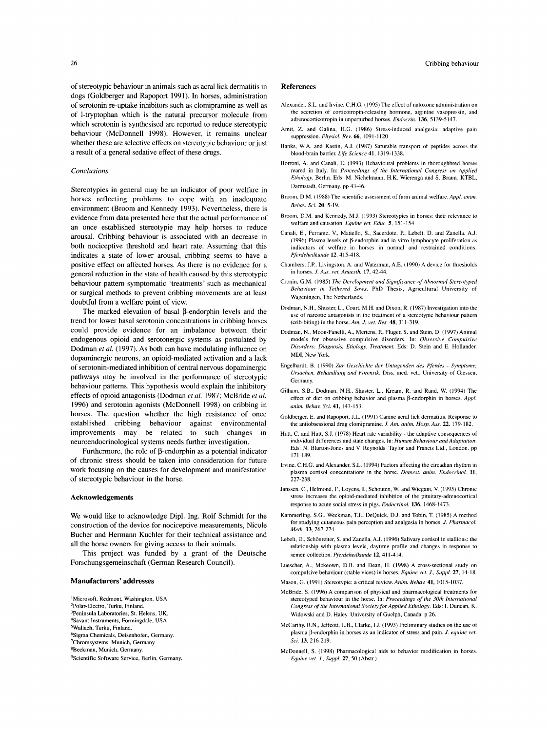of stereotypic behaviour in animals such as acral lick dermatitis in dogs (Goldberger and Rapoport 1991). In horses, administration of serotonin re-uptake inhibitors such as clomipramine as well as of l-tryptophan which is the natural precursor molecule from which serotonin is synthesised are reported to reduce stereotypic behaviour (McDonnell 1998). However, it remains unclear whether these are selective effects on stereotypic behaviour or just a result of a general sedative effect of these drugs.

### *Conclusions*

Stereotypies in general may be an indicator of poor welfare in horses reflecting problems to cope with an inadequate environment (Broom and Kennedy 1993). Nevertheless, there is evidence from data presented here that the actual performance of an once established stereotypie may help horses to reduce arousal. Cribbing behaviour is associated with an decrease in both nociceptive threshold and heart rate. Assuming that this indicates a state of lower arousal, cribbing seems to have a positive effect on affected horses. As there is no evidence for a general reduction in the state of health caused by this stereotypic behaviour pattern symptomatic 'treatments' such as mechanical or surgical methods to prevent cribbing movements are at least doubtful from a welfare point of view.

The marked elevation of basal β-endorphin levels and the trend for lower basal serotonin concentrations in cribbing horses could provide evidence for an imbalance between their endogenous opioid and serotonergic systems as postulated by Dodman *et al.* (1997). As both can have modulating influence on dopaminergic neurons, an opioid-mediated activation and a lack of serotonin-mediated inhibition of central nervous dopaminergic pathways may be involved in the performance of stereotypic behaviour patterns. This hypothesis would explain the inhibitory effects of opioid antagonists (Dodman *et al.* 1987; McBride *et al.* 1996) and serotonin agonists (McDonnell 1998) on cribbing in horses. The question whether the high resistance of once established cribbing behaviour against environmental improvements may be related to such changes in neuroendocrinological systems needs further investigation.

Furthermore, the role of β-endorphin as a potential indicator of chronic stress should be taken into consideration for future work focusing on the causes for development and manifestation of stereotypic behaviour in the horse.

## Acknowledgements

We would like to acknowledge Dipl. Ing. Rolf Schmidt for the construction of the device for nociceptive measurements, Nicole Bucher and Hermann Kuchler for their technical assistance and all the horse owners for giving access to their animals.

This project was funded by a grant of the Deutsche Forschungsgemeinschaft (German Research Council).

## Manufacturers' addresses

[1]Microsoft, Redmont, Washington, USA.
[2]Polar-Electro, Turku, Finland.
[3]Peninsula Laboratories, St. Helens, UK.
[4]Savant Instruments, Formingdale, USA.
[5]Wallach, Turku, Finland.
[6]Sigma Chemicals, Deisenhofen, Germany.
[7]Chromsystems, Munich, Germany.
[8]Beckman, Munich, Germany.
[9]Scientific Software Service, Berlin, Germany.

## References

Alexander, S.L. and Irvine, C.H.G. (1995) The effect of naloxone administration on the secretion of corticotropin-releasing hormone, arginine vasopressin, and adrenocorticotropin in unperturbed horses. *Endocrin.* **136**, 5139-5147.

Amit, Z. and Galina, H.G. (1986) Stress-induced analgesia: adaptive pain suppression. *Physiol. Rev.* **66**, 1091-1120

Banks, W.A. and Kastin, A.J. (1987) Saturable transport of peptides across the blood-brain barrier. *Life Science* **41**, 1319-1338.

Borroni, A. and Canali, E. (1993) Behavioural problems in thoroughbred horses reared in Italy. In: *Proceedings of the International Congress on Applied Ethology,* Berlin. Eds: M. Nichelmann, H.K. Wierenga and S. Braun. KTBL, Darmstadt, Germany. pp 43-46.

Broom, D.M. (1988) The scientific assessment of farm animal welfare. *Appl. anim. Behav. Sci.* **20**, 5-19.

Broom, D.M. and Kennedy, M.J. (1993) Stereotypies in horses: their relevance to welfare and causation. *Equine vet. Educ.* **5**, 151-154

Canali, E., Ferrante, V., Matiello, S., Sacerdote, P., Lebelt, D. and Zanella, A.J. (1996) Plasma levels of β-endorphin and in vitro lymphocyte proliferation as indicators of welfare in horses in normal and restrained conditions. *Pferdeheilkunde* **12**, 415-418.

Chambers, J.P., Livingston, A. and Waterman, A.E. (1990) A device for thresholds in horses. *J. Ass. vet. Anaesth.* **17**, 42-44.

Cronin, G.M. (1985) *The Development and Significance of Abnormal Stereotyped Behaviour in Tethered Sows.* PhD Thesis, Agricultural University of Wageningen, The Netherlands.

Dodman, N.H., Shuster, L., Court, M.H. and Dixon, R. (1987) Investigation into the use of narcotic antagonists in the treatment of a stereotypic behaviour pattern (crib-biting) in the horse. *Am. J. vet. Res.* **48**, 311-319.

Dodman, N., Moon-Fanelli, A., Mertens, P., Fluger, S. and Stein, D. (1997) Animal models for obsessive compulsive disorders. In: *Obsessive Compulsive Disorders: Diagnosis, Etiology, Treatment.* Eds: D. Stein and E. Hollander. MDI, New York.

Engelhardt, B. (1990) *Zur Geschichte der Untugenden des Pferdes - Symptome, Ursachen, Behandlung and Forensik.* Diss. med. vet., University of Giessen, Germany.

Gilham, S.B., Dodman, N.H., Shuster, L., Kream, R. and Rand, W. (1994) The effect of diet on cribbing behavior and plasma β-endorphin in horses. *Appl. anim. Behav. Sci.* **41**, 147-153.

Goldberger, E. and Rapoport, J.L. (1991) Canine acral lick dermatitis. Response to the antiobsessional drug clomipramine. *J. Am. anim. Hosp. Ass.* **22**, 179-182.

Hutt, C. and Hutt, S.J. (1978) Heart rate variability - the adaptive consequences of individual differences and state changes. In: *Human Behaviour and Adaptation.* Eds: N. Blurton-Jones and V. Reynolds. Taylor and Francis Ltd., London. pp 171-189.

Irvine, C.H.G. and Alexander, S.L. (1994) Factors affecting the circadian rhythm in plasma cortisol concentrations in the horse. *Domest. anim. Endocrinol.* **11**, 227-238.

Janssen, C., Helmond, F., Loyens, I., Schouten, W. and Wiegant, V. (1995) Chronic stress increases the opioid-mediated inhibition of the pituitary-adrenocortical response to acute social stress in pigs. *Endocrinol.* **136**, 1468-1473.

Kammerling, S.G., Weckman, T.J., DeQuick, D.J. and Tobin, T. (1985) A method for studying cutaneous pain perception and analgesia in horses. *J. Pharmacol. Meth.* **13**, 267-274.

Lebelt, D., Schönreiter, S. and Zanella, A.J. (1996) Salivary cortisol in stallions: the relationship with plasma levels, daytime profile and changes in response to semen collection. *Pferdeheilkunde* **12**, 411-414.

Luescher, A., Mckeown, D.B. and Dean, H. (1998) A cross-sectional study on compulsive behaviour (stable vices) in horses. *Equine vet. J., Suppl.* **27**, 14-18.

Mason, G. (1991) Stereotypie: a critical review. *Anim. Behav.* **41**, 1015-1037.

McBride, S. (1996) A comparison of physical and pharmacological treatments for stereotyped behaviour in the horse. In: *Proceedings of the 30th International Congress of the International Society for Applied Ethology.* Eds: I. Duncan, K. Widowski and D. Haley. University of Guelph, Canada. p 26.

McCarthy, R.N., Jeffcott, L.B., Clarke, I.J. (1993) Preliminary studies on the use of plasma β-endorphin in horses as an indicator of stress and pain. *J. equine vet. Sci.* **13**, 216-219.

McDonnell, S. (1998) Pharmacological aids to behavior modification in horses. *Equine vet. J., Suppl.* **27**, 50 (Abstr.).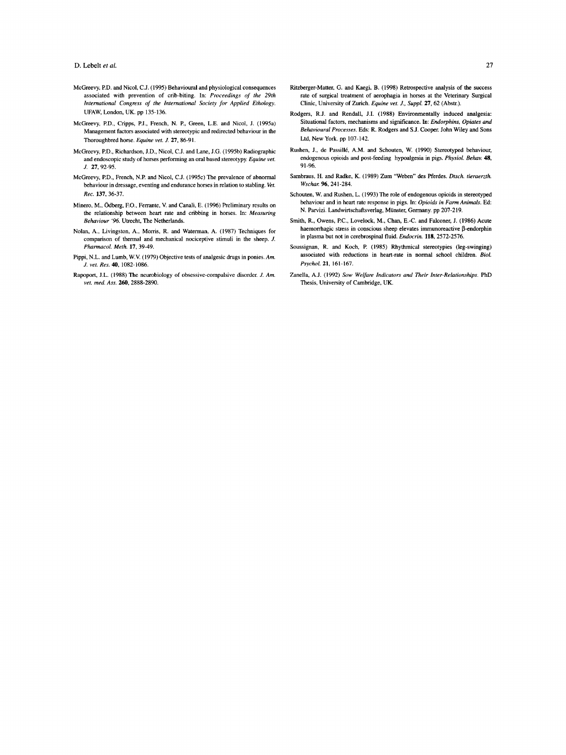McGreevy, P.D. and Nicol, C.J. (1995) Behavioural and physiological consequences associated with prevention of crib-biting. In: *Proceedings of the 29th International Congress of the International Society for Applied Ethology*. UFAW, London, UK. pp 135-136.

McGreevy, P.D., Cripps, P.J., French, N. P., Green, L.E. and Nicol, J. (1995a) Management factors associated with stereotypic and redirected behaviour in the Thoroughbred horse. *Equine vet. J.* **27**, 86-91.

McGreevy, P.D., Richardson, J.D., Nicol, C.J. and Lane, J.G. (1995b) Radiographic and endoscopic study of horses performing an oral based stereotypy. *Equine vet. J.* **27**, 92-95.

McGreevy, P.D., French, N.P. and Nicol, C.J. (1995c) The prevalence of abnormal behaviour in dressage, eventing and endurance horses in relation to stabling. *Vet. Rec.* **137**, 36-37.

Minero, M., Ödberg, F.O., Ferrante, V. and Canali, E. (1996) Preliminary results on the relationship between heart rate and cribbing in horses. In: *Measuring Behaviour '96*. Utrecht, The Netherlands.

Nolan, A., Livingston, A., Morris, R. and Waterman, A. (1987) Techniques for comparison of thermal and mechanical nociceptive stimuli in the sheep. *J. Pharmacol. Meth.* **17**, 39-49.

Pippi, N.L. and Lumb, W.V. (1979) Objective tests of analgesic drugs in ponies. *Am. J. vet. Res.* **40**, 1082-1086.

Rapoport, J.L. (1988) The neurobiology of obsessive-compulsive disorder. *J. Am. vet. med. Ass.* **260**, 2888-2890.

Ritzberger-Matter, G. and Kaegi, B. (1998) Retrospective analysis of the success rate of surgical treatment of aerophagia in horses at the Veterinary Surgical Clinic, University of Zurich. *Equine vet. J., Suppl.* **27**, 62 (Abstr.).

Rodgers, R.J. and Rendall, J.I. (1988) Environmentally induced analgesia: Situational factors, mechanisms and significance. In: *Endorphins, Opiates and Behavioural Processes*. Eds: R. Rodgers and S.J. Cooper. John Wiley and Sons Ltd, New York. pp 107-142.

Rushen, J., de Passillé, A.M. and Schouten, W. (1990) Stereotyped behaviour, endogenous opioids and post-feeding hypoalgesia in pigs. *Physiol. Behav.* **48**, 91-96.

Sambraus, H. and Radke, K. (1989) Zum "Weben" des Pferdes. *Dtsch. tieraerzth. Wschar.* **96**, 241-284.

Schouten, W. and Rushen, L. (1993) The role of endogenous opioids in stereotyped behaviour and in heart rate response in pigs. In: *Opioids in Farm Animals*. Ed: N. Parvizi. Landwirtschaftsverlag, Münster, Germany. pp 207-219.

Smith, R., Owens, P.C., Lovelock, M., Chan, E.-C. and Falconer, J. (1986) Acute haemorrhagic stress in conscious sheep elevates immunoreactive β-endorphin in plasma but not in cerebrospinal fluid. *Endocrin.* **118**, 2572-2576.

Soussignan, R. and Koch, P. (1985) Rhythmical stereotypies (leg-swinging) associated with reductions in heart-rate in normal school children. *Biol. Psychol.* **21**, 161-167.

Zanella, A.J. (1992) *Sow Welfare Indicators and Their Inter-Relationships*. PhD Thesis, University of Cambridge, UK.